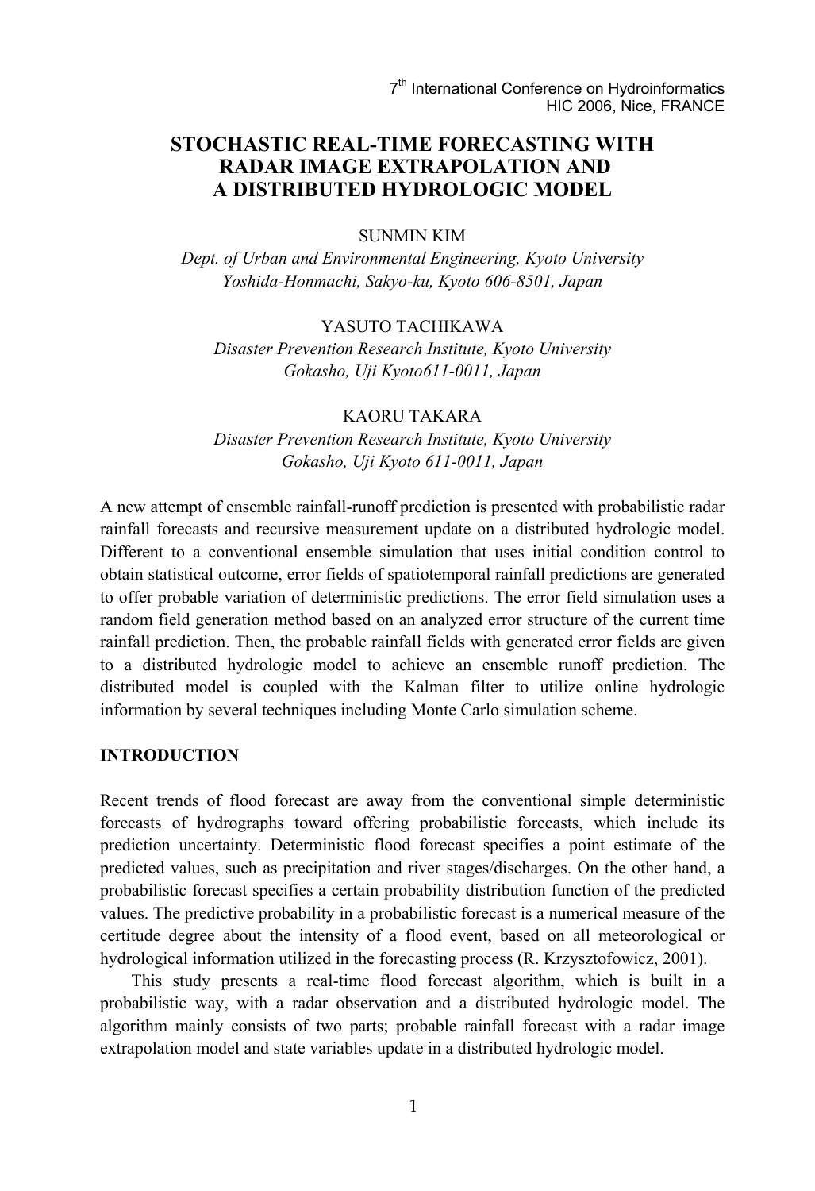# STOCHASTIC REAL-TIME FORECASTING WITH RADAR IMAGE EXTRAPOLATION AND A DISTRIBUTED HYDROLOGIC MODEL

SUNMIN KIM

*Dept. of Urban and Environmental Engineering, Kyoto University*
*Yoshida-Honmachi, Sakyo-ku, Kyoto 606-8501, Japan*

YASUTO TACHIKAWA

*Disaster Prevention Research Institute, Kyoto University*
*Gokasho, Uji Kyoto611-0011, Japan*

KAORU TAKARA

*Disaster Prevention Research Institute, Kyoto University*
*Gokasho, Uji Kyoto 611-0011, Japan*

A new attempt of ensemble rainfall-runoff prediction is presented with probabilistic radar rainfall forecasts and recursive measurement update on a distributed hydrologic model. Different to a conventional ensemble simulation that uses initial condition control to obtain statistical outcome, error fields of spatiotemporal rainfall predictions are generated to offer probable variation of deterministic predictions. The error field simulation uses a random field generation method based on an analyzed error structure of the current time rainfall prediction. Then, the probable rainfall fields with generated error fields are given to a distributed hydrologic model to achieve an ensemble runoff prediction. The distributed model is coupled with the Kalman filter to utilize online hydrologic information by several techniques including Monte Carlo simulation scheme.

## INTRODUCTION

Recent trends of flood forecast are away from the conventional simple deterministic forecasts of hydrographs toward offering probabilistic forecasts, which include its prediction uncertainty. Deterministic flood forecast specifies a point estimate of the predicted values, such as precipitation and river stages/discharges. On the other hand, a probabilistic forecast specifies a certain probability distribution function of the predicted values. The predictive probability in a probabilistic forecast is a numerical measure of the certitude degree about the intensity of a flood event, based on all meteorological or hydrological information utilized in the forecasting process (R. Krzysztofowicz, 2001).

This study presents a real-time flood forecast algorithm, which is built in a probabilistic way, with a radar observation and a distributed hydrologic model. The algorithm mainly consists of two parts; probable rainfall forecast with a radar image extrapolation model and state variables update in a distributed hydrologic model.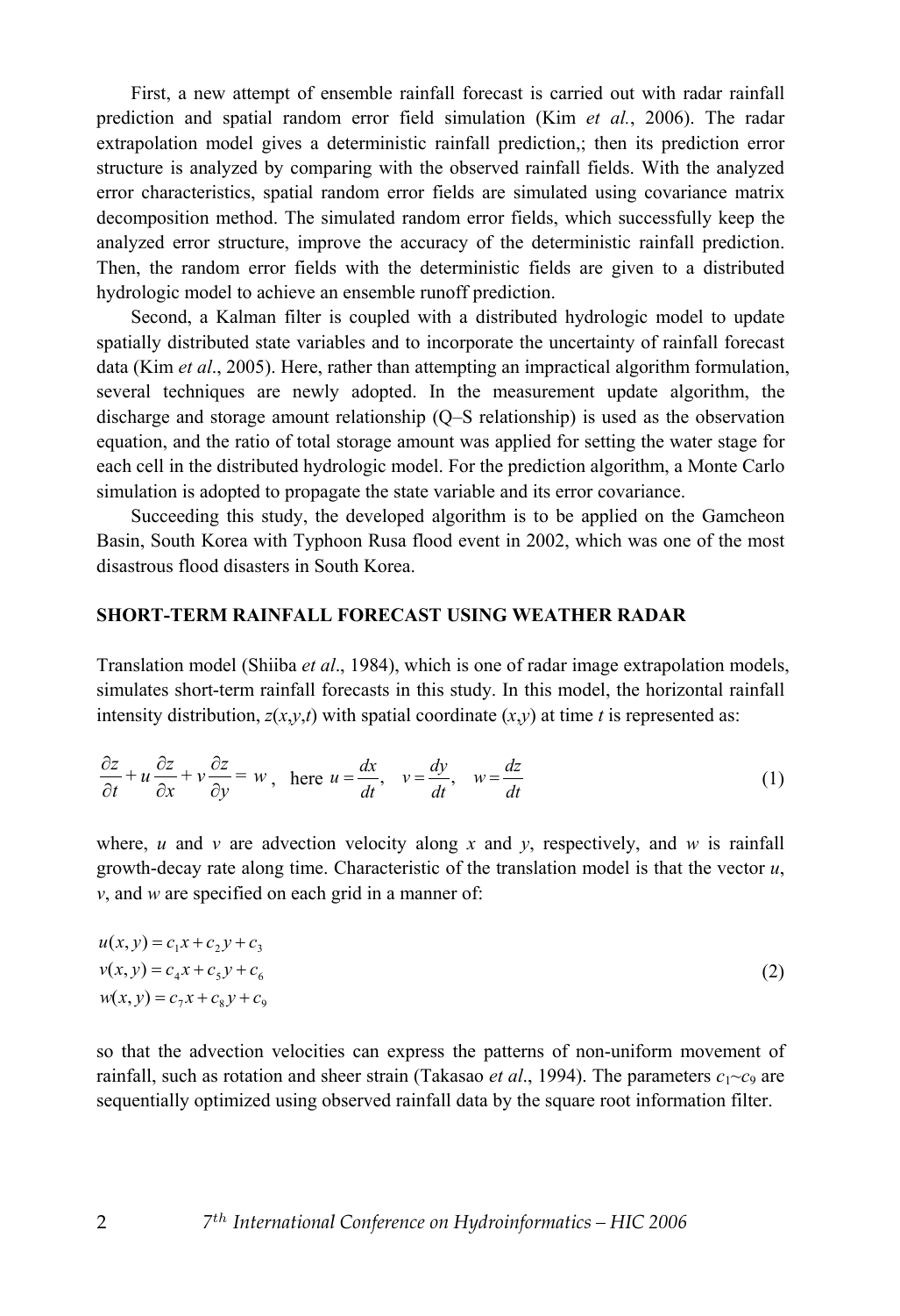First, a new attempt of ensemble rainfall forecast is carried out with radar rainfall prediction and spatial random error field simulation (Kim *et al.*, 2006). The radar extrapolation model gives a deterministic rainfall prediction,; then its prediction error structure is analyzed by comparing with the observed rainfall fields. With the analyzed error characteristics, spatial random error fields are simulated using covariance matrix decomposition method. The simulated random error fields, which successfully keep the analyzed error structure, improve the accuracy of the deterministic rainfall prediction. Then, the random error fields with the deterministic fields are given to a distributed hydrologic model to achieve an ensemble runoff prediction.

Second, a Kalman filter is coupled with a distributed hydrologic model to update spatially distributed state variables and to incorporate the uncertainty of rainfall forecast data (Kim *et al*., 2005). Here, rather than attempting an impractical algorithm formulation, several techniques are newly adopted. In the measurement update algorithm, the discharge and storage amount relationship (Q–S relationship) is used as the observation equation, and the ratio of total storage amount was applied for setting the water stage for each cell in the distributed hydrologic model. For the prediction algorithm, a Monte Carlo simulation is adopted to propagate the state variable and its error covariance.

Succeeding this study, the developed algorithm is to be applied on the Gamcheon Basin, South Korea with Typhoon Rusa flood event in 2002, which was one of the most disastrous flood disasters in South Korea.

## SHORT-TERM RAINFALL FORECAST USING WEATHER RADAR

Translation model (Shiiba *et al*., 1984), which is one of radar image extrapolation models, simulates short-term rainfall forecasts in this study. In this model, the horizontal rainfall intensity distribution, $z(x,y,t)$ with spatial coordinate $(x,y)$ at time $t$ is represented as:

$$\frac{\partial z}{\partial t} + u\frac{\partial z}{\partial x} + v\frac{\partial z}{\partial y} = w \,, \quad \text{here } u = \frac{dx}{dt}, \quad v = \frac{dy}{dt}, \quad w = \frac{dz}{dt} \tag{1}$$

where, $u$ and $v$ are advection velocity along $x$ and $y$, respectively, and $w$ is rainfall growth-decay rate along time. Characteristic of the translation model is that the vector $u$, $v$, and $w$ are specified on each grid in a manner of:

$$\begin{aligned} u(x,y) &= c_1 x + c_2 y + c_3 \\ v(x,y) &= c_4 x + c_5 y + c_6 \\ w(x,y) &= c_7 x + c_8 y + c_9 \end{aligned} \tag{2}$$

so that the advection velocities can express the patterns of non-uniform movement of rainfall, such as rotation and sheer strain (Takasao *et al*., 1994). The parameters $c_1$~$c_9$ are sequentially optimized using observed rainfall data by the square root information filter.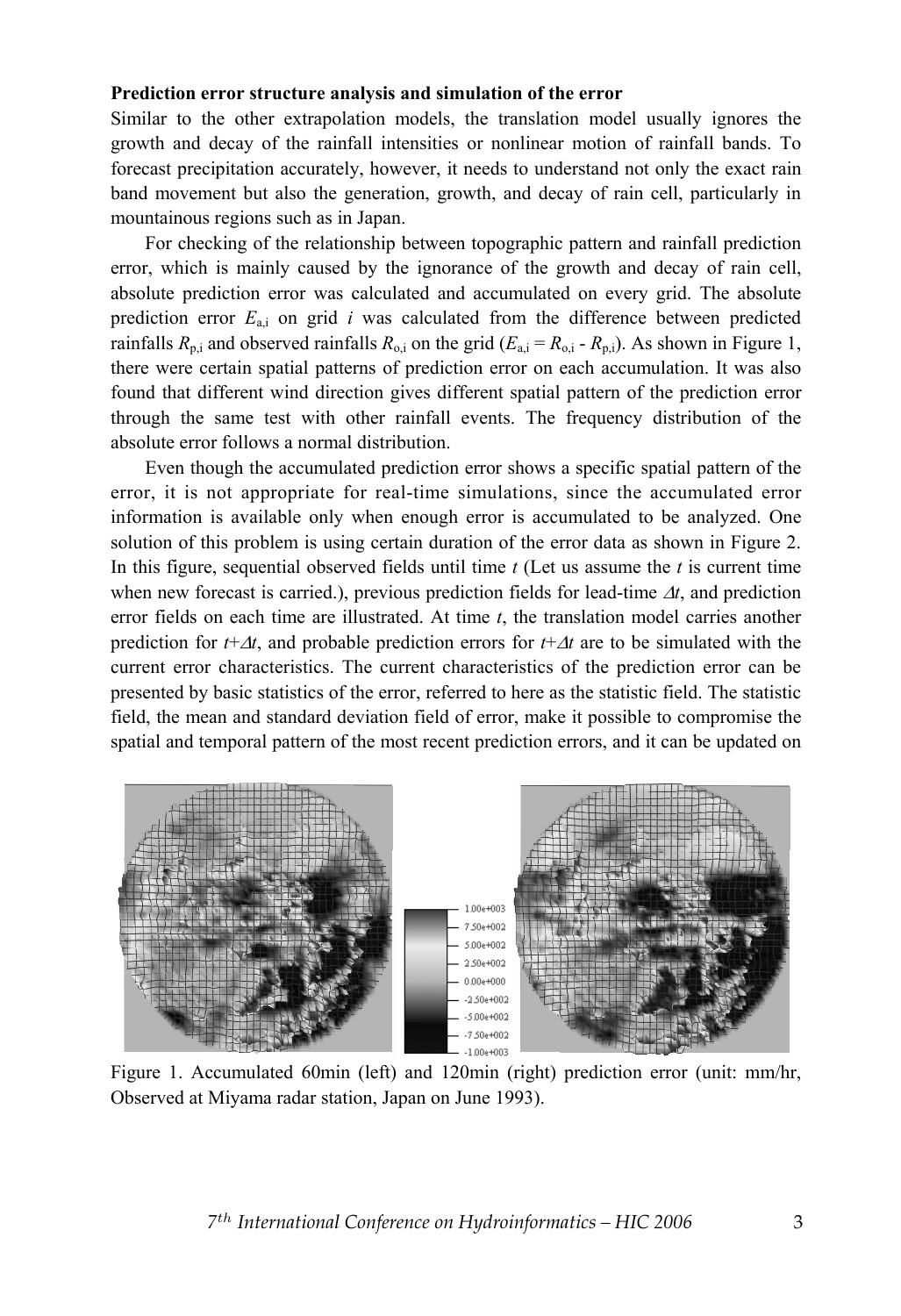**Prediction error structure analysis and simulation of the error**

Similar to the other extrapolation models, the translation model usually ignores the growth and decay of the rainfall intensities or nonlinear motion of rainfall bands. To forecast precipitation accurately, however, it needs to understand not only the exact rain band movement but also the generation, growth, and decay of rain cell, particularly in mountainous regions such as in Japan.

For checking of the relationship between topographic pattern and rainfall prediction error, which is mainly caused by the ignorance of the growth and decay of rain cell, absolute prediction error was calculated and accumulated on every grid. The absolute prediction error $E_{a,i}$ on grid $i$ was calculated from the difference between predicted rainfalls $R_{p,i}$ and observed rainfalls $R_{o,i}$ on the grid ($E_{a,i} = R_{o,i} - R_{p,i}$). As shown in Figure 1, there were certain spatial patterns of prediction error on each accumulation. It was also found that different wind direction gives different spatial pattern of the prediction error through the same test with other rainfall events. The frequency distribution of the absolute error follows a normal distribution.

Even though the accumulated prediction error shows a specific spatial pattern of the error, it is not appropriate for real-time simulations, since the accumulated error information is available only when enough error is accumulated to be analyzed. One solution of this problem is using certain duration of the error data as shown in Figure 2. In this figure, sequential observed fields until time $t$ (Let us assume the $t$ is current time when new forecast is carried.), previous prediction fields for lead-time $\Delta t$, and prediction error fields on each time are illustrated. At time $t$, the translation model carries another prediction for $t+\Delta t$, and probable prediction errors for $t+\Delta t$ are to be simulated with the current error characteristics. The current characteristics of the prediction error can be presented by basic statistics of the error, referred to here as the statistic field. The statistic field, the mean and standard deviation field of error, make it possible to compromise the spatial and temporal pattern of the most recent prediction errors, and it can be updated on

Figure 1. Accumulated 60min (left) and 120min (right) prediction error (unit: mm/hr, Observed at Miyama radar station, Japan on June 1993).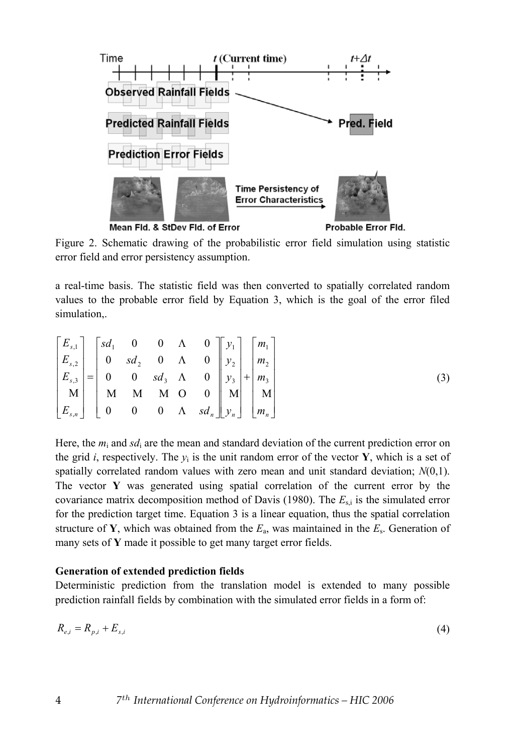Figure 2. Schematic drawing of the probabilistic error field simulation using statistic error field and error persistency assumption.

a real-time basis. The statistic field was then converted to spatially correlated random values to the probable error field by Equation 3, which is the goal of the error filed simulation,.

$$
\begin{bmatrix} E_{s,1} \\ E_{s,2} \\ E_{s,3} \\ \vdots \\ E_{s,n} \end{bmatrix} = \begin{bmatrix} sd_1 & 0 & 0 & \cdots & 0 \\ 0 & sd_2 & 0 & \cdots & 0 \\ 0 & 0 & sd_3 & \cdots & 0 \\ \vdots & \vdots & \vdots & \ddots & 0 \\ 0 & 0 & 0 & \cdots & sd_n \end{bmatrix} \begin{bmatrix} y_1 \\ y_2 \\ y_3 \\ \vdots \\ y_n \end{bmatrix} + \begin{bmatrix} m_1 \\ m_2 \\ m_3 \\ \vdots \\ m_n \end{bmatrix} \tag{3}
$$

Here, the $m_i$ and $sd_i$ are the mean and standard deviation of the current prediction error on the grid $i$, respectively. The $y_i$ is the unit random error of the vector **Y**, which is a set of spatially correlated random values with zero mean and unit standard deviation; $N(0,1)$. The vector **Y** was generated using spatial correlation of the current error by the covariance matrix decomposition method of Davis (1980). The $E_{s,i}$ is the simulated error for the prediction target time. Equation 3 is a linear equation, thus the spatial correlation structure of **Y**, which was obtained from the $E_a$, was maintained in the $E_s$. Generation of many sets of **Y** made it possible to get many target error fields.

**Generation of extended prediction fields**

Deterministic prediction from the translation model is extended to many possible prediction rainfall fields by combination with the simulated error fields in a form of:

$$
R_{e,i} = R_{p,i} + E_{s,i} \tag{4}
$$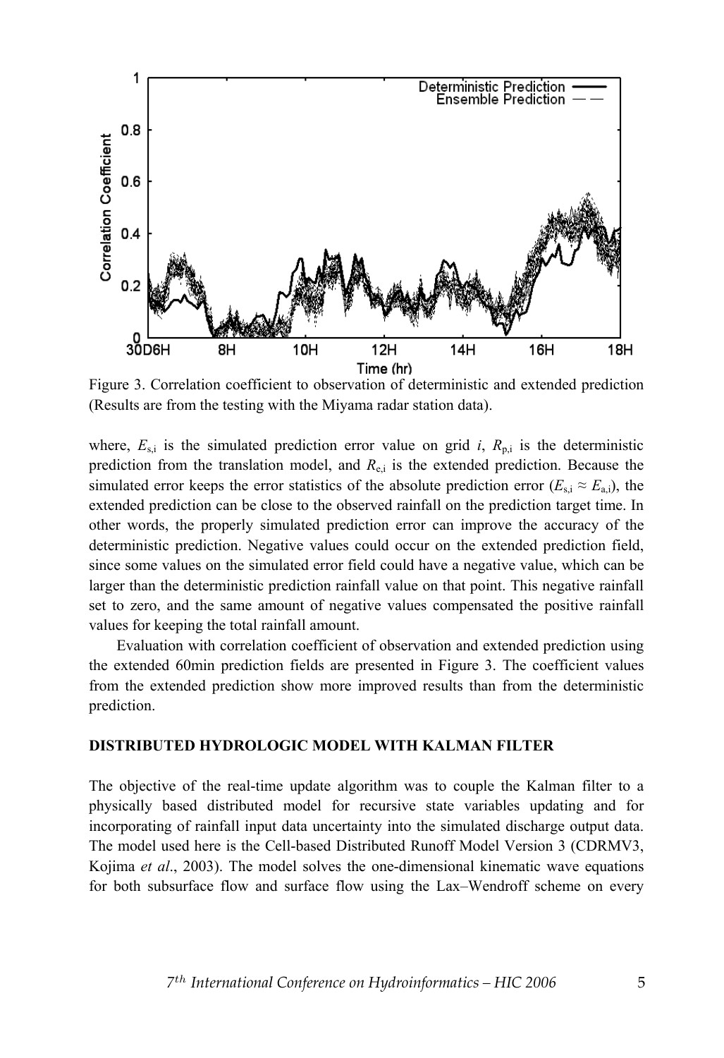Figure 3. Correlation coefficient to observation of deterministic and extended prediction (Results are from the testing with the Miyama radar station data).

where, $E_{s,i}$ is the simulated prediction error value on grid *i*, $R_{p,i}$ is the deterministic prediction from the translation model, and $R_{e,i}$ is the extended prediction. Because the simulated error keeps the error statistics of the absolute prediction error ($E_{s,i} \approx E_{a,i}$), the extended prediction can be close to the observed rainfall on the prediction target time. In other words, the properly simulated prediction error can improve the accuracy of the deterministic prediction. Negative values could occur on the extended prediction field, since some values on the simulated error field could have a negative value, which can be larger than the deterministic prediction rainfall value on that point. This negative rainfall set to zero, and the same amount of negative values compensated the positive rainfall values for keeping the total rainfall amount.

Evaluation with correlation coefficient of observation and extended prediction using the extended 60min prediction fields are presented in Figure 3. The coefficient values from the extended prediction show more improved results than from the deterministic prediction.

## DISTRIBUTED HYDROLOGIC MODEL WITH KALMAN FILTER

The objective of the real-time update algorithm was to couple the Kalman filter to a physically based distributed model for recursive state variables updating and for incorporating of rainfall input data uncertainty into the simulated discharge output data. The model used here is the Cell-based Distributed Runoff Model Version 3 (CDRMV3, Kojima *et al*., 2003). The model solves the one-dimensional kinematic wave equations for both subsurface flow and surface flow using the Lax–Wendroff scheme on every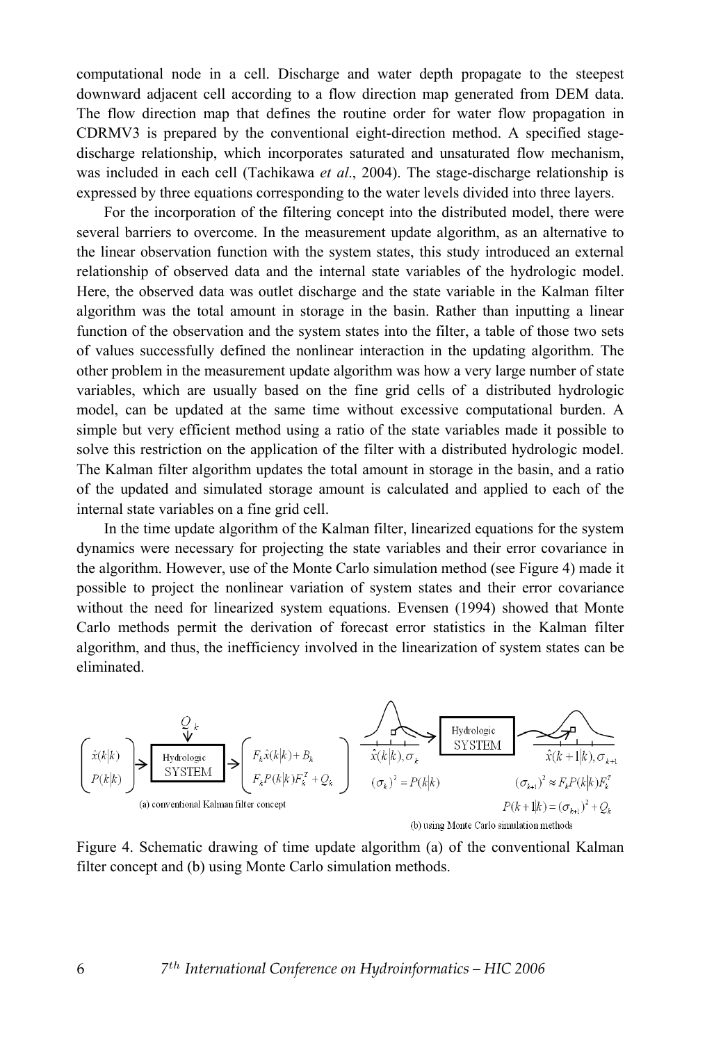computational node in a cell. Discharge and water depth propagate to the steepest downward adjacent cell according to a flow direction map generated from DEM data. The flow direction map that defines the routine order for water flow propagation in CDRMV3 is prepared by the conventional eight-direction method. A specified stage-discharge relationship, which incorporates saturated and unsaturated flow mechanism, was included in each cell (Tachikawa *et al*., 2004). The stage-discharge relationship is expressed by three equations corresponding to the water levels divided into three layers.

For the incorporation of the filtering concept into the distributed model, there were several barriers to overcome. In the measurement update algorithm, as an alternative to the linear observation function with the system states, this study introduced an external relationship of observed data and the internal state variables of the hydrologic model. Here, the observed data was outlet discharge and the state variable in the Kalman filter algorithm was the total amount in storage in the basin. Rather than inputting a linear function of the observation and the system states into the filter, a table of those two sets of values successfully defined the nonlinear interaction in the updating algorithm. The other problem in the measurement update algorithm was how a very large number of state variables, which are usually based on the fine grid cells of a distributed hydrologic model, can be updated at the same time without excessive computational burden. A simple but very efficient method using a ratio of the state variables made it possible to solve this restriction on the application of the filter with a distributed hydrologic model. The Kalman filter algorithm updates the total amount in storage in the basin, and a ratio of the updated and simulated storage amount is calculated and applied to each of the internal state variables on a fine grid cell.

In the time update algorithm of the Kalman filter, linearized equations for the system dynamics were necessary for projecting the state variables and their error covariance in the algorithm. However, use of the Monte Carlo simulation method (see Figure 4) made it possible to project the nonlinear variation of system states and their error covariance without the need for linearized system equations. Evensen (1994) showed that Monte Carlo methods permit the derivation of forecast error statistics in the Kalman filter algorithm, and thus, the inefficiency involved in the linearization of system states can be eliminated.

(a) conventional Kalman filter concept: $\hat{x}(k|k)$, $P(k|k)$ → Hydrologic SYSTEM (with $Q_k$) → $F_k\hat{x}(k|k)+B_k$, $F_kP(k|k)F_k^T+Q_k$

(b) using Monte Carlo simulation methods: $\hat{x}(k|k),\sigma_k$, $(\sigma_k)^2=P(k|k)$ → Hydrologic SYSTEM → $\hat{x}(k+1|k),\sigma_{k+1}$, $(\sigma_{k+1})^2 \approx F_kP(k|k)F_k^T$, $P(k+1|k)=(\sigma_{k+1})^2+Q_k$

Figure 4. Schematic drawing of time update algorithm (a) of the conventional Kalman filter concept and (b) using Monte Carlo simulation methods.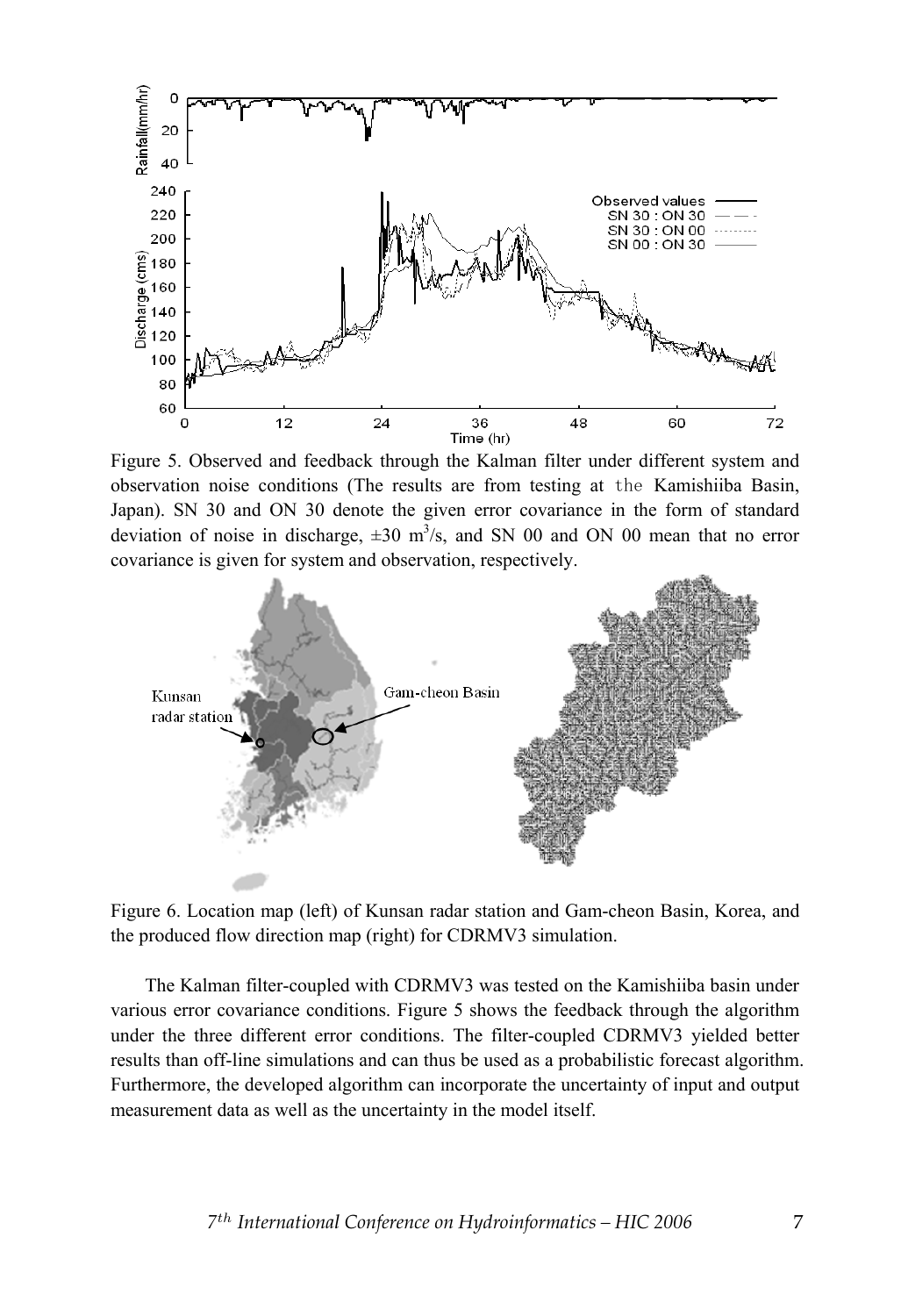Figure 5. Observed and feedback through the Kalman filter under different system and observation noise conditions (The results are from testing at the Kamishiiba Basin, Japan). SN 30 and ON 30 denote the given error covariance in the form of standard deviation of noise in discharge, $\pm 30$ $m^3/s$, and SN 00 and ON 00 mean that no error covariance is given for system and observation, respectively.

Figure 6. Location map (left) of Kunsan radar station and Gam-cheon Basin, Korea, and the produced flow direction map (right) for CDRMV3 simulation.

The Kalman filter-coupled with CDRMV3 was tested on the Kamishiiba basin under various error covariance conditions. Figure 5 shows the feedback through the algorithm under the three different error conditions. The filter-coupled CDRMV3 yielded better results than off-line simulations and can thus be used as a probabilistic forecast algorithm. Furthermore, the developed algorithm can incorporate the uncertainty of input and output measurement data as well as the uncertainty in the model itself.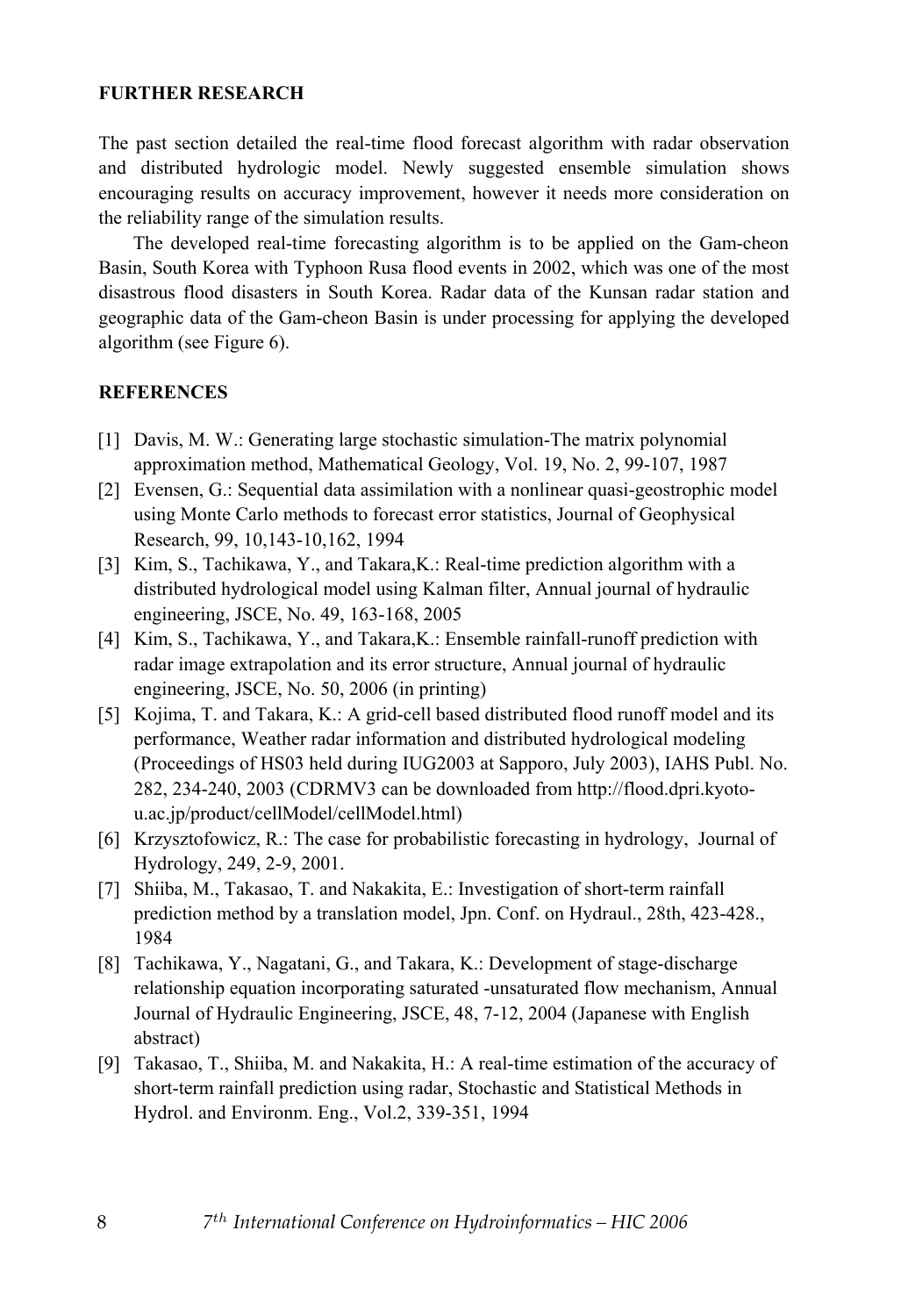## FURTHER RESEARCH

The past section detailed the real-time flood forecast algorithm with radar observation and distributed hydrologic model. Newly suggested ensemble simulation shows encouraging results on accuracy improvement, however it needs more consideration on the reliability range of the simulation results.

The developed real-time forecasting algorithm is to be applied on the Gam-cheon Basin, South Korea with Typhoon Rusa flood events in 2002, which was one of the most disastrous flood disasters in South Korea. Radar data of the Kunsan radar station and geographic data of the Gam-cheon Basin is under processing for applying the developed algorithm (see Figure 6).

## REFERENCES

[1] Davis, M. W.: Generating large stochastic simulation-The matrix polynomial approximation method, Mathematical Geology, Vol. 19, No. 2, 99-107, 1987

[2] Evensen, G.: Sequential data assimilation with a nonlinear quasi-geostrophic model using Monte Carlo methods to forecast error statistics, Journal of Geophysical Research, 99, 10,143-10,162, 1994

[3] Kim, S., Tachikawa, Y., and Takara,K.: Real-time prediction algorithm with a distributed hydrological model using Kalman filter, Annual journal of hydraulic engineering, JSCE, No. 49, 163-168, 2005

[4] Kim, S., Tachikawa, Y., and Takara,K.: Ensemble rainfall-runoff prediction with radar image extrapolation and its error structure, Annual journal of hydraulic engineering, JSCE, No. 50, 2006 (in printing)

[5] Kojima, T. and Takara, K.: A grid-cell based distributed flood runoff model and its performance, Weather radar information and distributed hydrological modeling (Proceedings of HS03 held during IUG2003 at Sapporo, July 2003), IAHS Publ. No. 282, 234-240, 2003 (CDRMV3 can be downloaded from http://flood.dpri.kyoto-u.ac.jp/product/cellModel/cellModel.html)

[6] Krzysztofowicz, R.: The case for probabilistic forecasting in hydrology, Journal of Hydrology, 249, 2-9, 2001.

[7] Shiiba, M., Takasao, T. and Nakakita, E.: Investigation of short-term rainfall prediction method by a translation model, Jpn. Conf. on Hydraul., 28th, 423-428., 1984

[8] Tachikawa, Y., Nagatani, G., and Takara, K.: Development of stage-discharge relationship equation incorporating saturated -unsaturated flow mechanism, Annual Journal of Hydraulic Engineering, JSCE, 48, 7-12, 2004 (Japanese with English abstract)

[9] Takasao, T., Shiiba, M. and Nakakita, H.: A real-time estimation of the accuracy of short-term rainfall prediction using radar, Stochastic and Statistical Methods in Hydrol. and Environm. Eng., Vol.2, 339-351, 1994